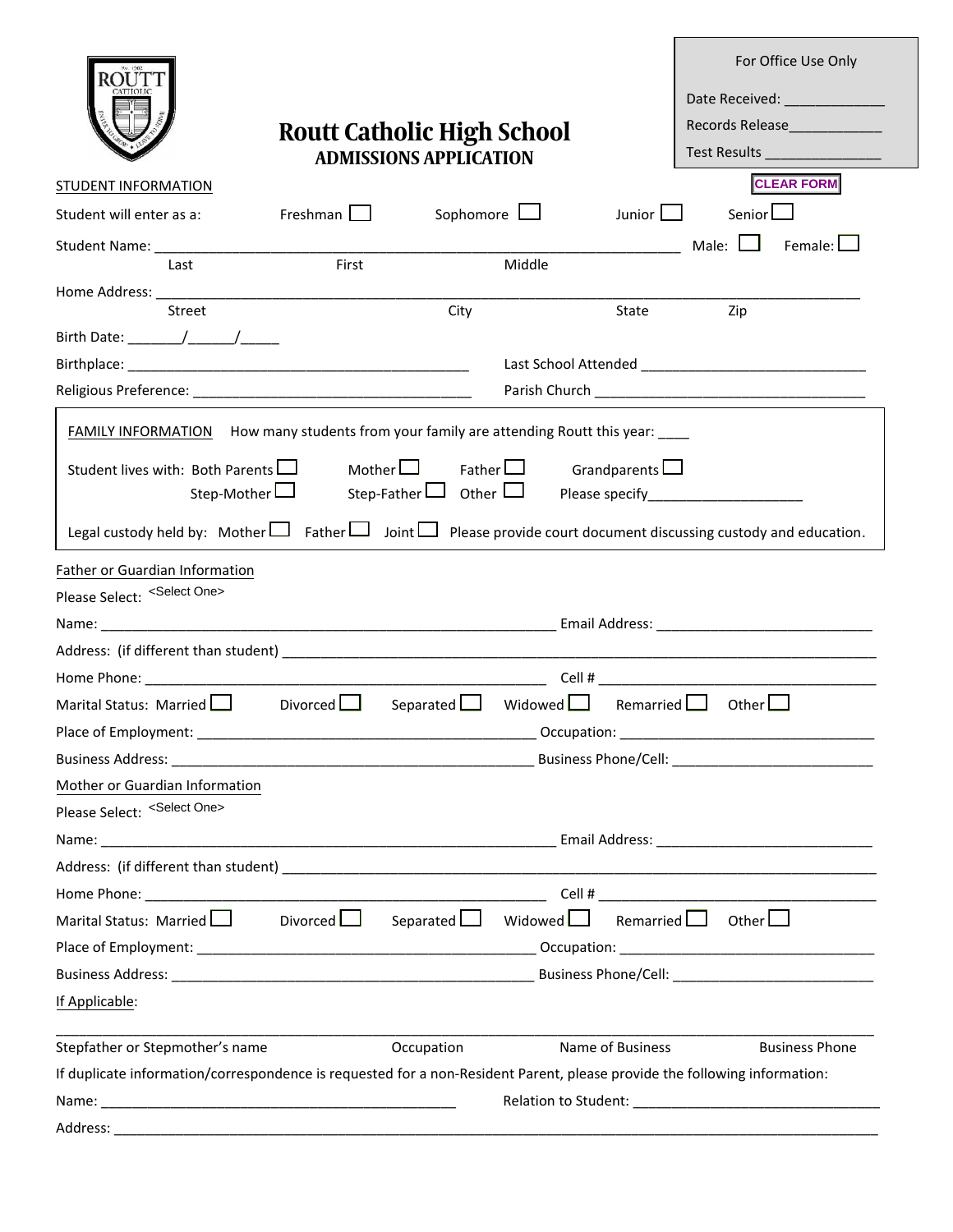For Office Use Only

Date Received: ____________

Records Release____________

Test Results ______________

# Routt Catholic High School
## ADMISSIONS APPLICATION

CLEAR FORM

STUDENT INFORMATION

Student will enter as a: Freshman ☐ Sophomore ☐ Junior ☐ Senior ☐

Student Name: ______________________________________________________________ Male: ☐ Female: ☐
Last First Middle

Home Address: _______________________________________________________________________________
Street City State Zip

Birth Date: _______/______/_____

Birthplace: ___________________________________________ Last School Attended _____________________________

Religious Preference: ____________________________________ Parish Church __________________________________

FAMILY INFORMATION How many students from your family are attending Routt this year: ____

Student lives with: Both Parents ☐ Mother ☐ Father ☐ Grandparents ☐
Step-Mother ☐ Step-Father ☐ Other ☐ Please specify____________________

Legal custody held by: Mother ☐ Father ☐ Joint ☐ Please provide court document discussing custody and education.

Father or Guardian Information

Please Select: <Select One>

Name: ____________________________________________________________ Email Address: ___________________________

Address: (if different than student) _________________________________________________________________________

Home Phone: _____________________________________________________ Cell # ____________________________________

Marital Status: Married ☐ Divorced ☐ Separated ☐ Widowed ☐ Remarried ☐ Other ☐

Place of Employment: __________________________________________ Occupation: _________________________________

Business Address: ________________________________________________ Business Phone/Cell: __________________________

Mother or Guardian Information

Please Select: <Select One>

Name: ____________________________________________________________ Email Address: ___________________________

Address: (if different than student) _________________________________________________________________________

Home Phone: _____________________________________________________ Cell # ____________________________________

Marital Status: Married ☐ Divorced ☐ Separated ☐ Widowed ☐ Remarried ☐ Other ☐

Place of Employment: __________________________________________ Occupation: _________________________________

Business Address: ________________________________________________ Business Phone/Cell: __________________________

If Applicable:

_____________________________________________________________________________________________________
Stepfather or Stepmother's name Occupation Name of Business Business Phone

If duplicate information/correspondence is requested for a non-Resident Parent, please provide the following information:

Name: _______________________________________________ Relation to Student: ________________________________

Address: _____________________________________________________________________________________________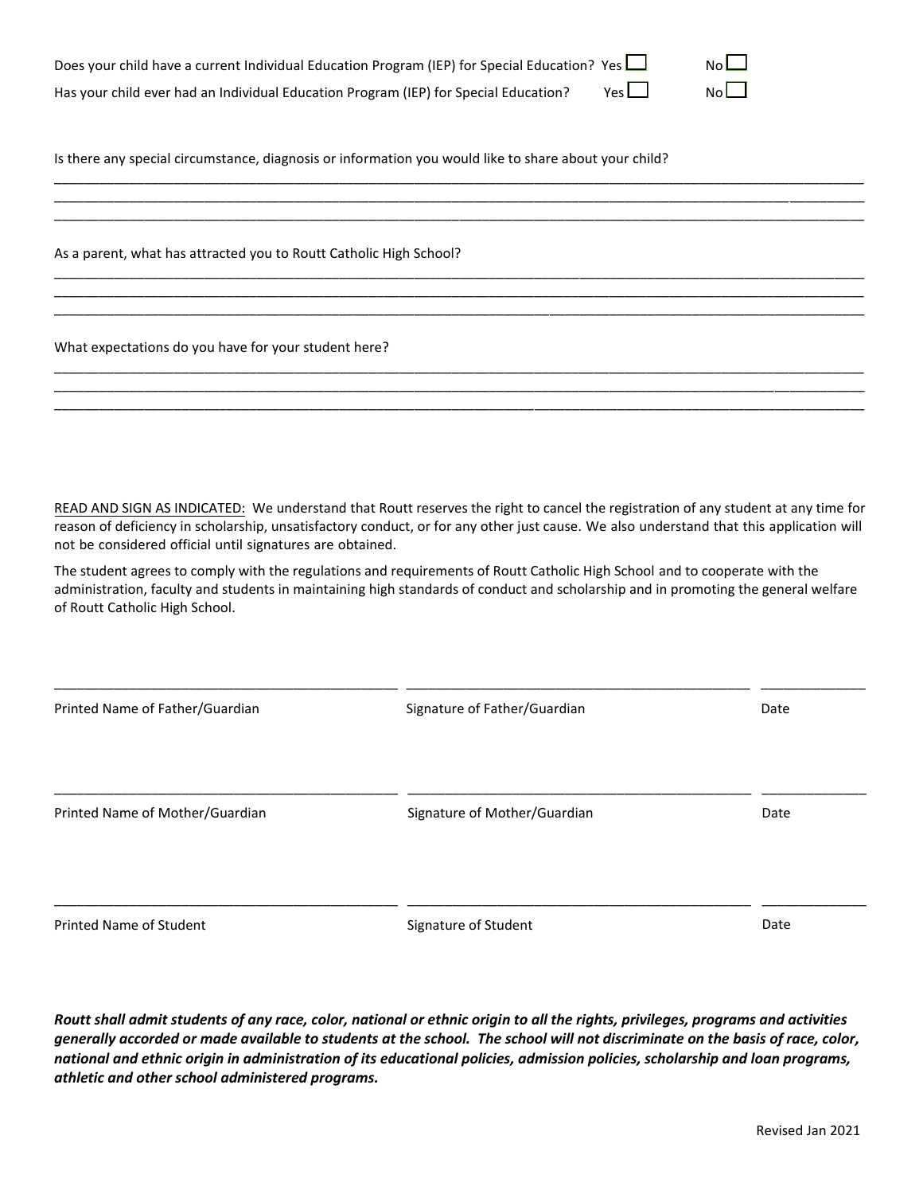Does your child have a current Individual Education Program (IEP) for Special Education? Yes ☐ No ☐

Has your child ever had an Individual Education Program (IEP) for Special Education? Yes ☐ No ☐

Is there any special circumstance, diagnosis or information you would like to share about your child?

______________________________________________________________________________________________________

______________________________________________________________________________________________________

______________________________________________________________________________________________________

As a parent, what has attracted you to Routt Catholic High School?

______________________________________________________________________________________________________

______________________________________________________________________________________________________

______________________________________________________________________________________________________

What expectations do you have for your student here?

______________________________________________________________________________________________________

______________________________________________________________________________________________________

______________________________________________________________________________________________________

<u>READ AND SIGN AS INDICATED:</u> We understand that Routt reserves the right to cancel the registration of any student at any time for reason of deficiency in scholarship, unsatisfactory conduct, or for any other just cause. We also understand that this application will not be considered official until signatures are obtained.

The student agrees to comply with the regulations and requirements of Routt Catholic High School and to cooperate with the administration, faculty and students in maintaining high standards of conduct and scholarship and in promoting the general welfare of Routt Catholic High School.

| | | |
|---|---|---|
| ____________________________ | ____________________________ | ____________ |
| Printed Name of Father/Guardian | Signature of Father/Guardian | Date |
| ____________________________ | ____________________________ | ____________ |
| Printed Name of Mother/Guardian | Signature of Mother/Guardian | Date |
| ____________________________ | ____________________________ | ____________ |
| Printed Name of Student | Signature of Student | Date |

***Routt shall admit students of any race, color, national or ethnic origin to all the rights, privileges, programs and activities generally accorded or made available to students at the school. The school will not discriminate on the basis of race, color, national and ethnic origin in administration of its educational policies, admission policies, scholarship and loan programs, athletic and other school administered programs.***

Revised Jan 2021